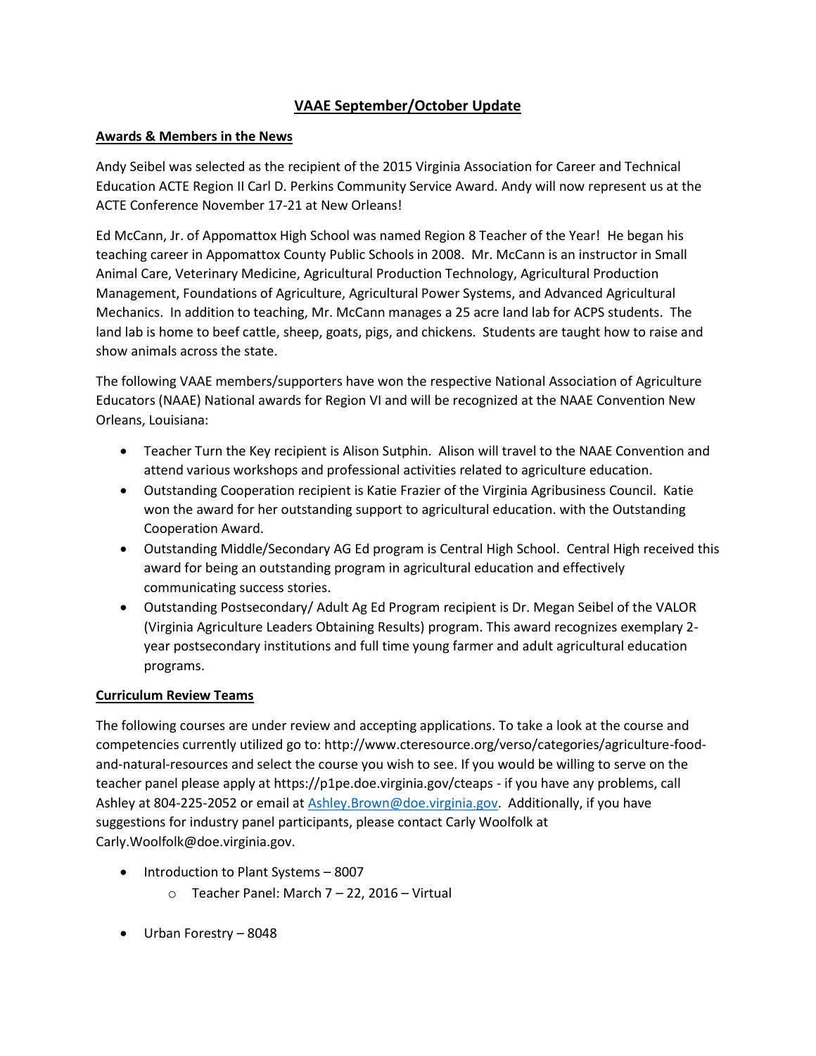# VAAE September/October Update

## Awards & Members in the News

Andy Seibel was selected as the recipient of the 2015 Virginia Association for Career and Technical Education ACTE Region II Carl D. Perkins Community Service Award. Andy will now represent us at the ACTE Conference November 17-21 at New Orleans!

Ed McCann, Jr. of Appomattox High School was named Region 8 Teacher of the Year! He began his teaching career in Appomattox County Public Schools in 2008. Mr. McCann is an instructor in Small Animal Care, Veterinary Medicine, Agricultural Production Technology, Agricultural Production Management, Foundations of Agriculture, Agricultural Power Systems, and Advanced Agricultural Mechanics. In addition to teaching, Mr. McCann manages a 25 acre land lab for ACPS students. The land lab is home to beef cattle, sheep, goats, pigs, and chickens. Students are taught how to raise and show animals across the state.

The following VAAE members/supporters have won the respective National Association of Agriculture Educators (NAAE) National awards for Region VI and will be recognized at the NAAE Convention New Orleans, Louisiana:

- Teacher Turn the Key recipient is Alison Sutphin. Alison will travel to the NAAE Convention and attend various workshops and professional activities related to agriculture education.
- Outstanding Cooperation recipient is Katie Frazier of the Virginia Agribusiness Council. Katie won the award for her outstanding support to agricultural education. with the Outstanding Cooperation Award.
- Outstanding Middle/Secondary AG Ed program is Central High School. Central High received this award for being an outstanding program in agricultural education and effectively communicating success stories.
- Outstanding Postsecondary/ Adult Ag Ed Program recipient is Dr. Megan Seibel of the VALOR (Virginia Agriculture Leaders Obtaining Results) program. This award recognizes exemplary 2-year postsecondary institutions and full time young farmer and adult agricultural education programs.

## Curriculum Review Teams

The following courses are under review and accepting applications. To take a look at the course and competencies currently utilized go to: http://www.cteresource.org/verso/categories/agriculture-food-and-natural-resources and select the course you wish to see. If you would be willing to serve on the teacher panel please apply at https://p1pe.doe.virginia.gov/cteaps - if you have any problems, call Ashley at 804-225-2052 or email at Ashley.Brown@doe.virginia.gov. Additionally, if you have suggestions for industry panel participants, please contact Carly Woolfolk at Carly.Woolfolk@doe.virginia.gov.

- Introduction to Plant Systems – 8007
  - Teacher Panel: March 7 – 22, 2016 – Virtual
- Urban Forestry – 8048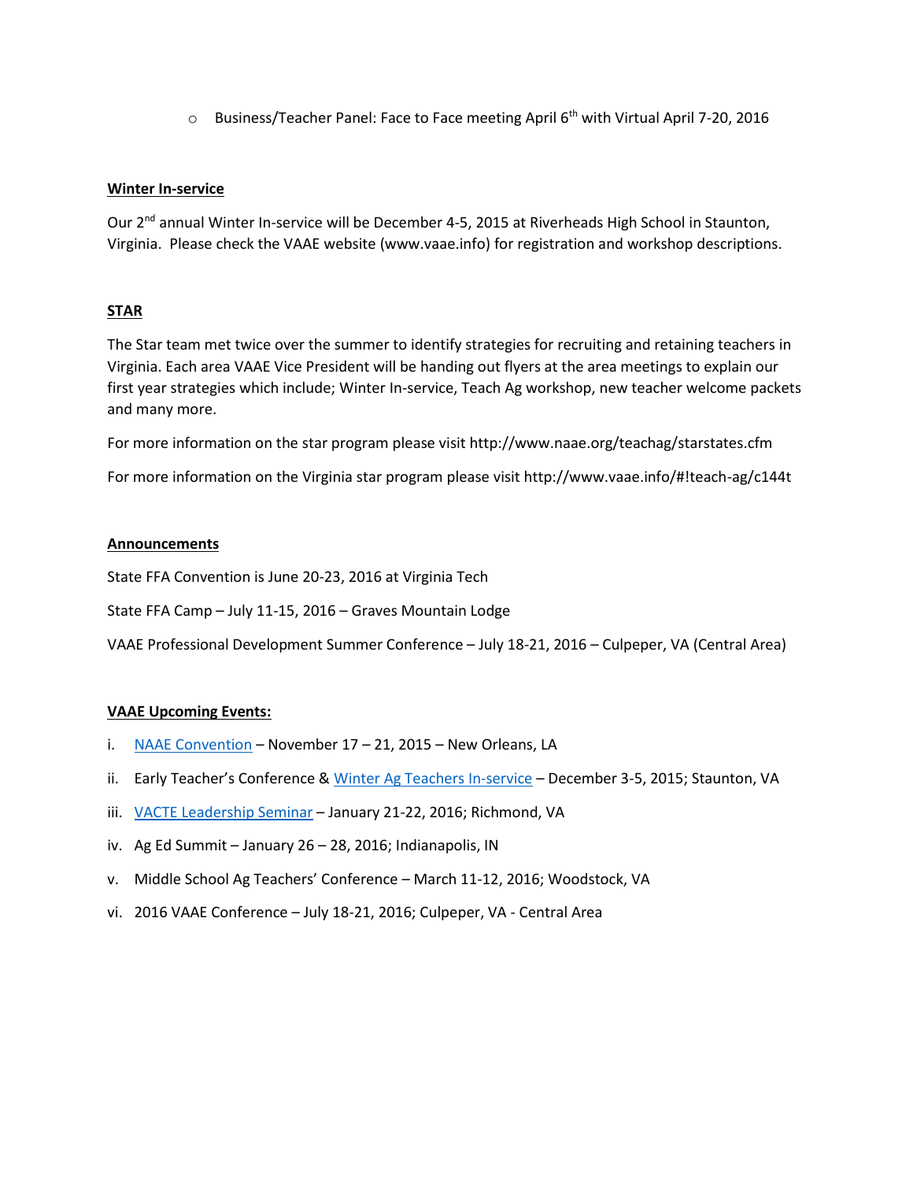- Business/Teacher Panel: Face to Face meeting April 6th with Virtual April 7-20, 2016

**Winter In-service**

Our 2nd annual Winter In-service will be December 4-5, 2015 at Riverheads High School in Staunton, Virginia. Please check the VAAE website (www.vaae.info) for registration and workshop descriptions.

**STAR**

The Star team met twice over the summer to identify strategies for recruiting and retaining teachers in Virginia. Each area VAAE Vice President will be handing out flyers at the area meetings to explain our first year strategies which include; Winter In-service, Teach Ag workshop, new teacher welcome packets and many more.

For more information on the star program please visit http://www.naae.org/teachag/starstates.cfm

For more information on the Virginia star program please visit http://www.vaae.info/#!teach-ag/c144t

**Announcements**

State FFA Convention is June 20-23, 2016 at Virginia Tech

State FFA Camp – July 11-15, 2016 – Graves Mountain Lodge

VAAE Professional Development Summer Conference – July 18-21, 2016 – Culpeper, VA (Central Area)

**VAAE Upcoming Events:**

i. NAAE Convention – November 17 – 21, 2015 – New Orleans, LA

ii. Early Teacher's Conference & Winter Ag Teachers In-service – December 3-5, 2015; Staunton, VA

iii. VACTE Leadership Seminar – January 21-22, 2016; Richmond, VA

iv. Ag Ed Summit – January 26 – 28, 2016; Indianapolis, IN

v. Middle School Ag Teachers' Conference – March 11-12, 2016; Woodstock, VA

vi. 2016 VAAE Conference – July 18-21, 2016; Culpeper, VA - Central Area